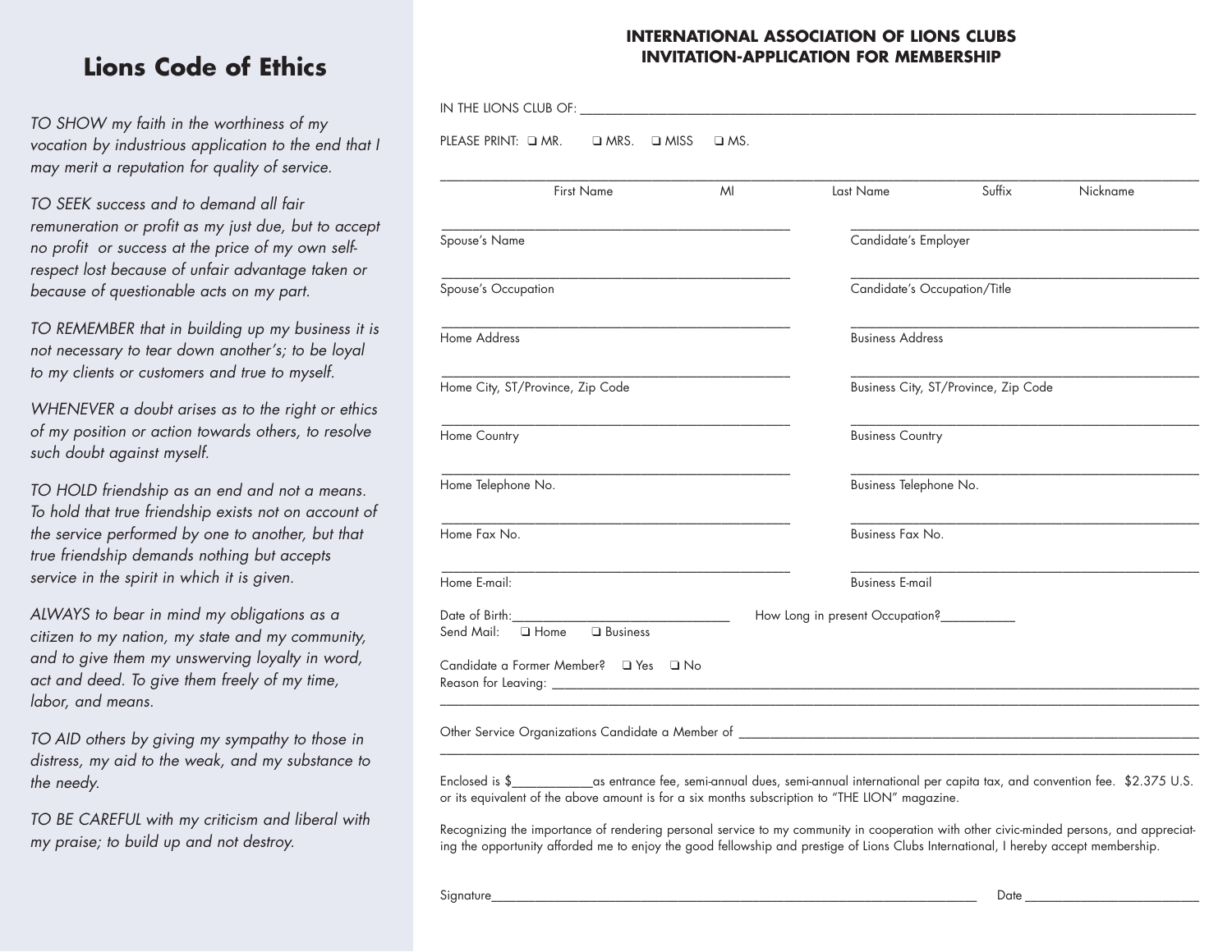## Lions Code of Ethics

*TO SHOW my faith in the worthiness of my vocation by industrious application to the end that I may merit a reputation for quality of service.*

*TO SEEK success and to demand all fair remuneration or profit as my just due, but to accept no profit or success at the price of my own self-respect lost because of unfair advantage taken or because of questionable acts on my part.*

*TO REMEMBER that in building up my business it is not necessary to tear down another's; to be loyal to my clients or customers and true to myself.*

*WHENEVER a doubt arises as to the right or ethics of my position or action towards others, to resolve such doubt against myself.*

*TO HOLD friendship as an end and not a means. To hold that true friendship exists not on account of the service performed by one to another, but that true friendship demands nothing but accepts service in the spirit in which it is given.*

*ALWAYS to bear in mind my obligations as a citizen to my nation, my state and my community, and to give them my unswerving loyalty in word, act and deed. To give them freely of my time, labor, and means.*

*TO AID others by giving my sympathy to those in distress, my aid to the weak, and my substance to the needy.*

*TO BE CAREFUL with my criticism and liberal with my praise; to build up and not destroy.*

## INTERNATIONAL ASSOCIATION OF LIONS CLUBS
## INVITATION-APPLICATION FOR MEMBERSHIP

IN THE LIONS CLUB OF: ______________________________

PLEASE PRINT: ❑ MR. ❑ MRS. ❑ MISS ❑ MS.

______________________________
First Name MI Last Name Suffix Nickname

______________________ Spouse's Name

______________________ Candidate's Employer

______________________ Spouse's Occupation

______________________ Candidate's Occupation/Title

______________________ Home Address

______________________ Business Address

______________________ Home City, ST/Province, Zip Code

______________________ Business City, ST/Province, Zip Code

______________________ Home Country

______________________ Business Country

______________________ Home Telephone No.

______________________ Business Telephone No.

______________________ Home Fax No.

______________________ Business Fax No.

______________________ Home E-mail:

______________________ Business E-mail

Date of Birth:______________________ How Long in present Occupation?__________

Send Mail: ❑ Home ❑ Business

Candidate a Former Member? ❑ Yes ❑ No

Reason for Leaving: ______________________________

______________________________

Other Service Organizations Candidate a Member of ______________________________

______________________________

Enclosed is $__________as entrance fee, semi-annual dues, semi-annual international per capita tax, and convention fee. $2.375 U.S. or its equivalent of the above amount is for a six months subscription to "THE LION" magazine.

Recognizing the importance of rendering personal service to my community in cooperation with other civic-minded persons, and appreciating the opportunity afforded me to enjoy the good fellowship and prestige of Lions Clubs International, I hereby accept membership.

Signature______________________________ Date ______________________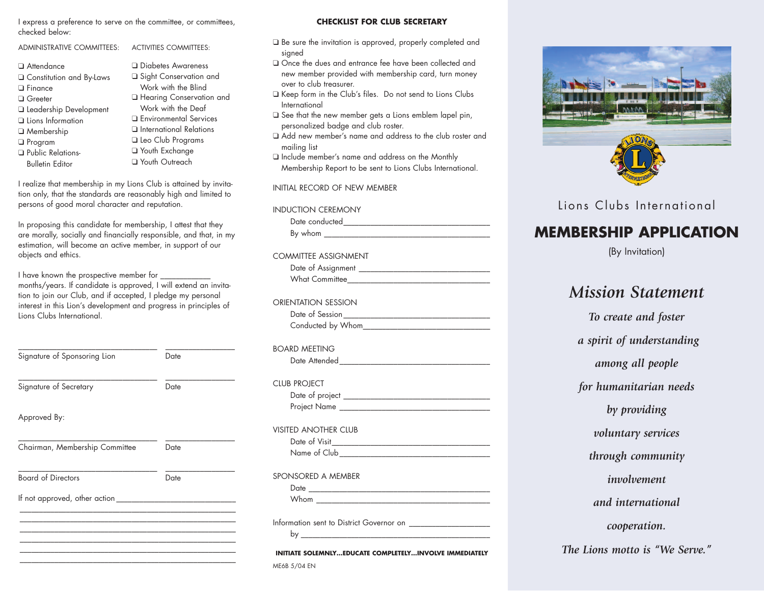I express a preference to serve on the committee, or committees, checked below:

ADMINISTRATIVE COMMITTEES:

- ❑ Attendance
- ❑ Constitution and By-Laws
- ❑ Finance
- ❑ Greeter
- ❑ Leadership Development
- ❑ Lions Information
- ❑ Membership
- ❑ Program
- ❑ Public Relations-Bulletin Editor

ACTIVITIES COMMITTEES:

- ❑ Diabetes Awareness
- ❑ Sight Conservation and Work with the Blind
- ❑ Hearing Conservation and Work with the Deaf
- ❑ Environmental Services
- ❑ International Relations
- ❑ Leo Club Programs
- ❑ Youth Exchange
- ❑ Youth Outreach

I realize that membership in my Lions Club is attained by invitation only, that the standards are reasonably high and limited to persons of good moral character and reputation.

In proposing this candidate for membership, I attest that they are morally, socially and financially responsible, and that, in my estimation, will become an active member, in support of our objects and ethics.

I have known the prospective member for ____________ months/years. If candidate is approved, I will extend an invitation to join our Club, and if accepted, I pledge my personal interest in this Lion's development and progress in principles of Lions Clubs International.

________________________________ ________________
Signature of Sponsoring Lion Date

________________________________ ________________
Signature of Secretary Date

Approved By:

________________________________ ________________
Chairman, Membership Committee Date

________________________________ ________________
Board of Directors Date

If not approved, other action ____________________________
__________________________________________________
__________________________________________________
__________________________________________________
__________________________________________________
__________________________________________________
__________________________________________________

## CHECKLIST FOR CLUB SECRETARY

- ❑ Be sure the invitation is approved, properly completed and signed
- ❑ Once the dues and entrance fee have been collected and new member provided with membership card, turn money over to club treasurer.
- ❑ Keep form in the Club's files. Do not send to Lions Clubs International
- ❑ See that the new member gets a Lions emblem lapel pin, personalized badge and club roster.
- ❑ Add new member's name and address to the club roster and mailing list
- ❑ Include member's name and address on the Monthly Membership Report to be sent to Lions Clubs International.

INITIAL RECORD OF NEW MEMBER

INDUCTION CEREMONY
Date conducted___________________________________
By whom _______________________________________

COMMITTEE ASSIGNMENT
Date of Assignment _______________________________
What Committee__________________________________

ORIENTATION SESSION
Date of Session__________________________________
Conducted by Whom_______________________________

BOARD MEETING
Date Attended___________________________________

CLUB PROJECT
Date of project __________________________________
Project Name ___________________________________

VISITED ANOTHER CLUB
Date of Visit_____________________________________
Name of Club____________________________________

SPONSORED A MEMBER
Date __________________________________________
Whom _________________________________________

Information sent to District Governor on __________________
by ____________________________________________

**INITIATE SOLEMNLY...EDUCATE COMPLETELY...INVOLVE IMMEDIATELY**

ME6B 5/04 EN

Lions Clubs International

# MEMBERSHIP APPLICATION

(By Invitation)

## *Mission Statement*

*To create and foster a spirit of understanding among all people for humanitarian needs by providing voluntary services through community involvement and international cooperation.*

*The Lions motto is "We Serve."*